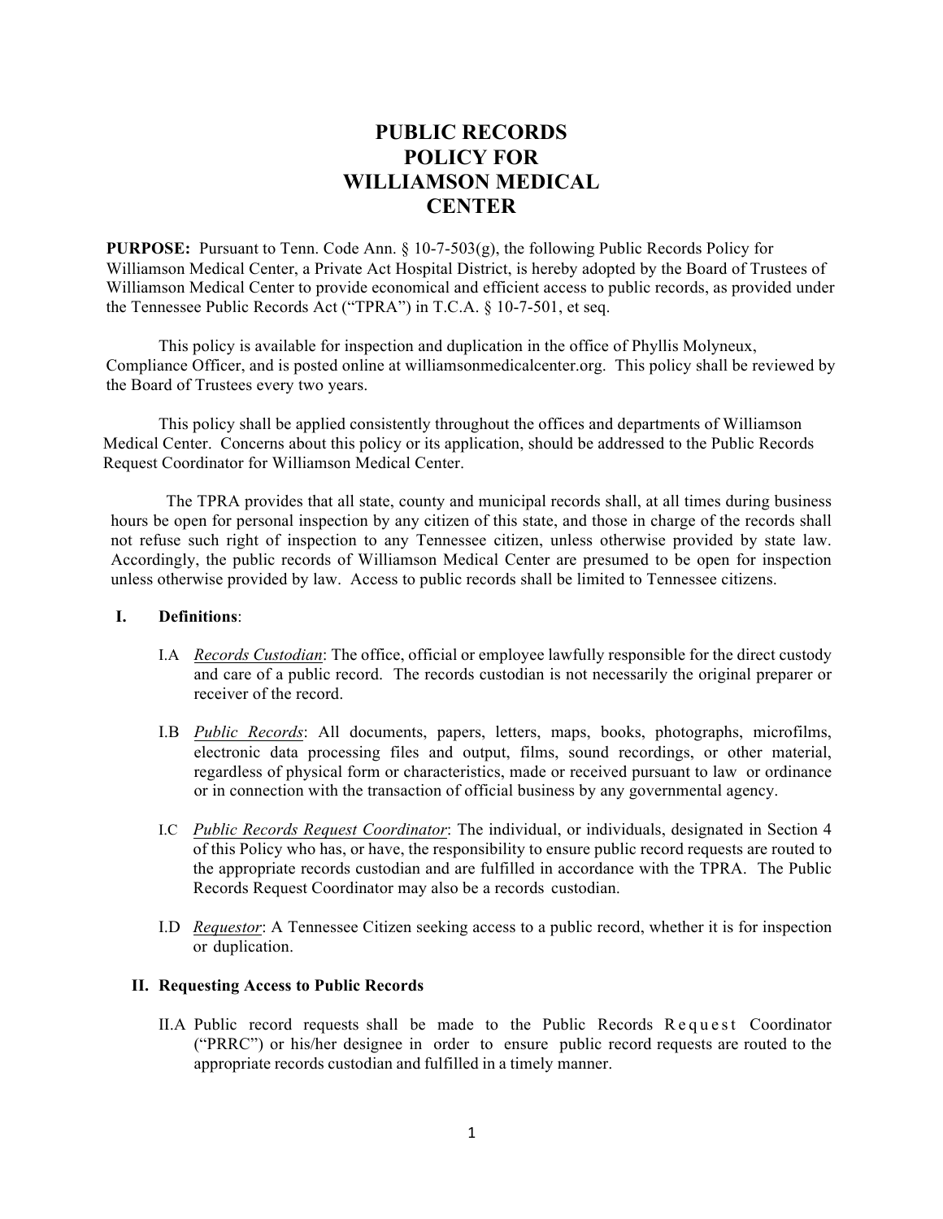# PUBLIC RECORDS POLICY FOR WILLIAMSON MEDICAL CENTER

**PURPOSE:** Pursuant to Tenn. Code Ann. § 10-7-503(g), the following Public Records Policy for Williamson Medical Center, a Private Act Hospital District, is hereby adopted by the Board of Trustees of Williamson Medical Center to provide economical and efficient access to public records, as provided under the Tennessee Public Records Act ("TPRA") in T.C.A. § 10-7-501, et seq.

This policy is available for inspection and duplication in the office of Phyllis Molyneux, Compliance Officer, and is posted online at williamsonmedicalcenter.org. This policy shall be reviewed by the Board of Trustees every two years.

This policy shall be applied consistently throughout the offices and departments of Williamson Medical Center. Concerns about this policy or its application, should be addressed to the Public Records Request Coordinator for Williamson Medical Center.

The TPRA provides that all state, county and municipal records shall, at all times during business hours be open for personal inspection by any citizen of this state, and those in charge of the records shall not refuse such right of inspection to any Tennessee citizen, unless otherwise provided by state law. Accordingly, the public records of Williamson Medical Center are presumed to be open for inspection unless otherwise provided by law. Access to public records shall be limited to Tennessee citizens.

## I. Definitions:

I.A *Records Custodian*: The office, official or employee lawfully responsible for the direct custody and care of a public record. The records custodian is not necessarily the original preparer or receiver of the record.

I.B *Public Records*: All documents, papers, letters, maps, books, photographs, microfilms, electronic data processing files and output, films, sound recordings, or other material, regardless of physical form or characteristics, made or received pursuant to law or ordinance or in connection with the transaction of official business by any governmental agency.

I.C *Public Records Request Coordinator*: The individual, or individuals, designated in Section 4 of this Policy who has, or have, the responsibility to ensure public record requests are routed to the appropriate records custodian and are fulfilled in accordance with the TPRA. The Public Records Request Coordinator may also be a records custodian.

I.D *Requestor*: A Tennessee Citizen seeking access to a public record, whether it is for inspection or duplication.

## II. Requesting Access to Public Records

II.A Public record requests shall be made to the Public Records Request Coordinator ("PRRC") or his/her designee in order to ensure public record requests are routed to the appropriate records custodian and fulfilled in a timely manner.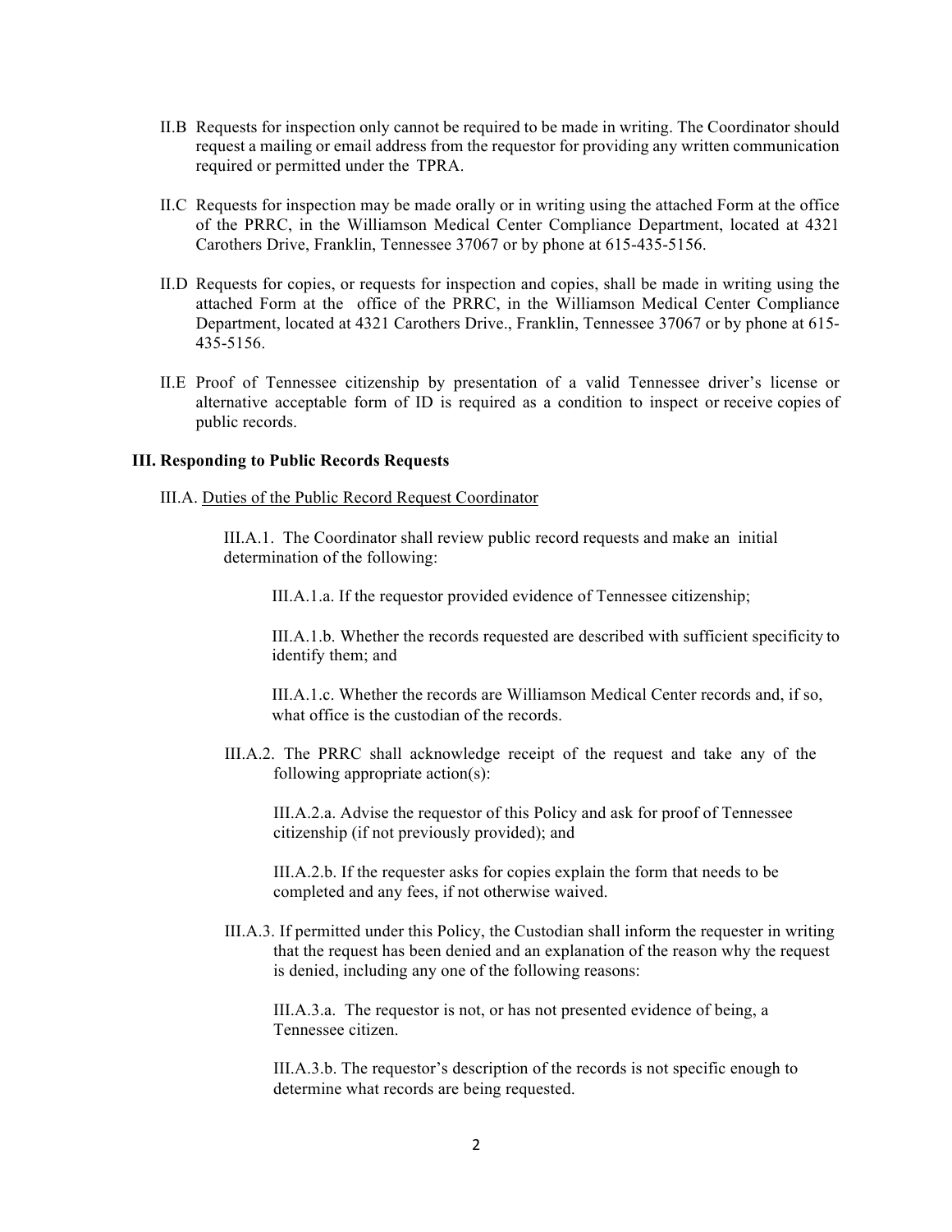II.B Requests for inspection only cannot be required to be made in writing. The Coordinator should request a mailing or email address from the requestor for providing any written communication required or permitted under the TPRA.

II.C Requests for inspection may be made orally or in writing using the attached Form at the office of the PRRC, in the Williamson Medical Center Compliance Department, located at 4321 Carothers Drive, Franklin, Tennessee 37067 or by phone at 615-435-5156.

II.D Requests for copies, or requests for inspection and copies, shall be made in writing using the attached Form at the office of the PRRC, in the Williamson Medical Center Compliance Department, located at 4321 Carothers Drive., Franklin, Tennessee 37067 or by phone at 615-435-5156.

II.E Proof of Tennessee citizenship by presentation of a valid Tennessee driver's license or alternative acceptable form of ID is required as a condition to inspect or receive copies of public records.

**III. Responding to Public Records Requests**

III.A. Duties of the Public Record Request Coordinator

III.A.1. The Coordinator shall review public record requests and make an initial determination of the following:

III.A.1.a. If the requestor provided evidence of Tennessee citizenship;

III.A.1.b. Whether the records requested are described with sufficient specificity to identify them; and

III.A.1.c. Whether the records are Williamson Medical Center records and, if so, what office is the custodian of the records.

III.A.2. The PRRC shall acknowledge receipt of the request and take any of the following appropriate action(s):

III.A.2.a. Advise the requestor of this Policy and ask for proof of Tennessee citizenship (if not previously provided); and

III.A.2.b. If the requester asks for copies explain the form that needs to be completed and any fees, if not otherwise waived.

III.A.3. If permitted under this Policy, the Custodian shall inform the requester in writing that the request has been denied and an explanation of the reason why the request is denied, including any one of the following reasons:

III.A.3.a. The requestor is not, or has not presented evidence of being, a Tennessee citizen.

III.A.3.b. The requestor's description of the records is not specific enough to determine what records are being requested.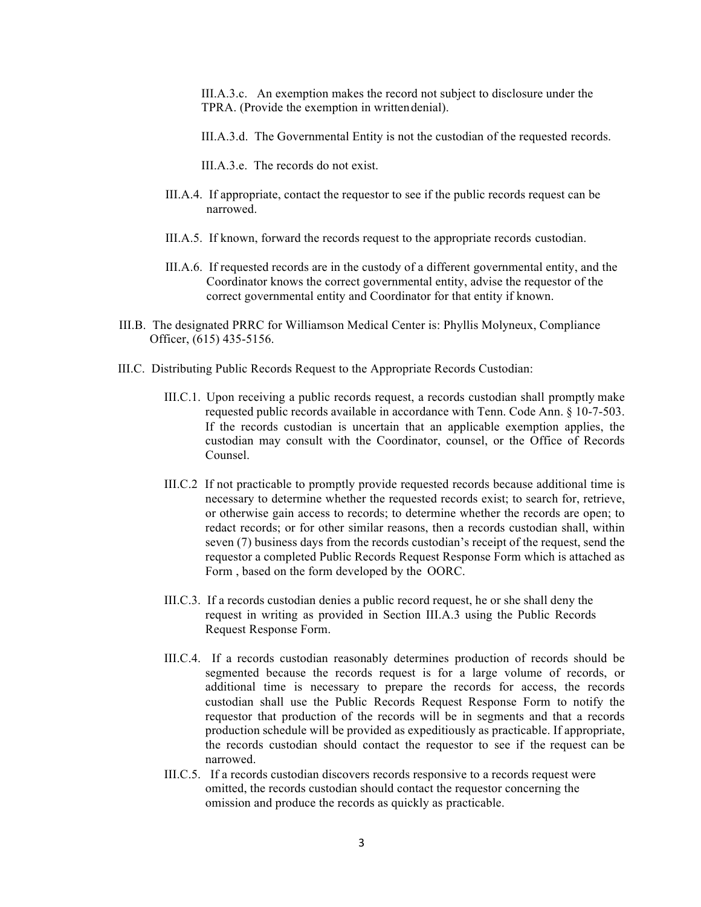III.A.3.c. An exemption makes the record not subject to disclosure under the TPRA. (Provide the exemption in written denial).

III.A.3.d. The Governmental Entity is not the custodian of the requested records.

III.A.3.e. The records do not exist.

III.A.4. If appropriate, contact the requestor to see if the public records request can be narrowed.

III.A.5. If known, forward the records request to the appropriate records custodian.

III.A.6. If requested records are in the custody of a different governmental entity, and the Coordinator knows the correct governmental entity, advise the requestor of the correct governmental entity and Coordinator for that entity if known.

III.B. The designated PRRC for Williamson Medical Center is: Phyllis Molyneux, Compliance Officer, (615) 435-5156.

III.C. Distributing Public Records Request to the Appropriate Records Custodian:

III.C.1. Upon receiving a public records request, a records custodian shall promptly make requested public records available in accordance with Tenn. Code Ann. § 10-7-503. If the records custodian is uncertain that an applicable exemption applies, the custodian may consult with the Coordinator, counsel, or the Office of Records Counsel.

III.C.2 If not practicable to promptly provide requested records because additional time is necessary to determine whether the requested records exist; to search for, retrieve, or otherwise gain access to records; to determine whether the records are open; to redact records; or for other similar reasons, then a records custodian shall, within seven (7) business days from the records custodian's receipt of the request, send the requestor a completed Public Records Request Response Form which is attached as Form , based on the form developed by the OORC.

III.C.3. If a records custodian denies a public record request, he or she shall deny the request in writing as provided in Section III.A.3 using the Public Records Request Response Form.

III.C.4. If a records custodian reasonably determines production of records should be segmented because the records request is for a large volume of records, or additional time is necessary to prepare the records for access, the records custodian shall use the Public Records Request Response Form to notify the requestor that production of the records will be in segments and that a records production schedule will be provided as expeditiously as practicable. If appropriate, the records custodian should contact the requestor to see if the request can be narrowed.

III.C.5. If a records custodian discovers records responsive to a records request were omitted, the records custodian should contact the requestor concerning the omission and produce the records as quickly as practicable.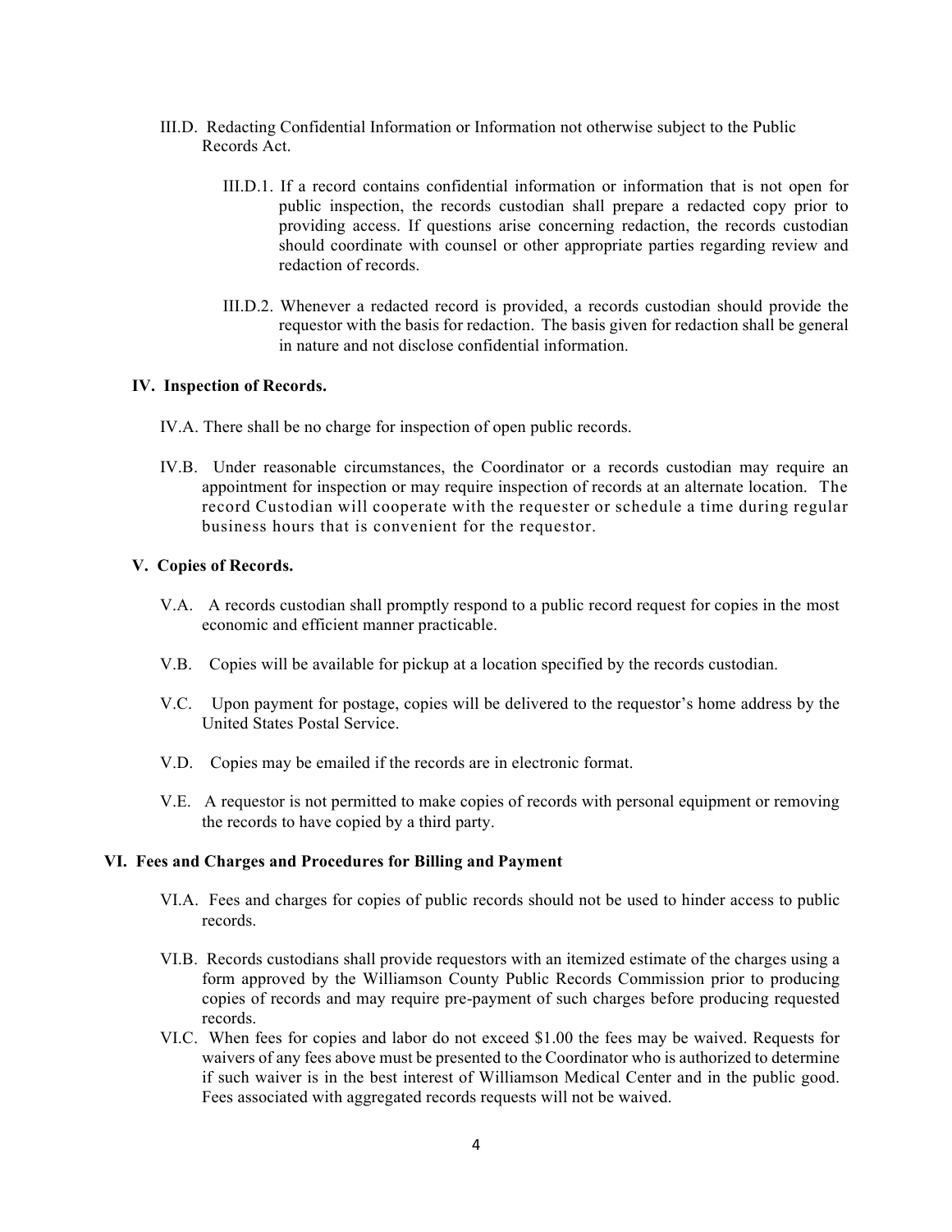III.D. Redacting Confidential Information or Information not otherwise subject to the Public Records Act.

III.D.1. If a record contains confidential information or information that is not open for public inspection, the records custodian shall prepare a redacted copy prior to providing access. If questions arise concerning redaction, the records custodian should coordinate with counsel or other appropriate parties regarding review and redaction of records.

III.D.2. Whenever a redacted record is provided, a records custodian should provide the requestor with the basis for redaction. The basis given for redaction shall be general in nature and not disclose confidential information.

## IV. Inspection of Records.

IV.A. There shall be no charge for inspection of open public records.

IV.B. Under reasonable circumstances, the Coordinator or a records custodian may require an appointment for inspection or may require inspection of records at an alternate location. The record Custodian will cooperate with the requester or schedule a time during regular business hours that is convenient for the requestor.

## V. Copies of Records.

V.A. A records custodian shall promptly respond to a public record request for copies in the most economic and efficient manner practicable.

V.B. Copies will be available for pickup at a location specified by the records custodian.

V.C. Upon payment for postage, copies will be delivered to the requestor's home address by the United States Postal Service.

V.D. Copies may be emailed if the records are in electronic format.

V.E. A requestor is not permitted to make copies of records with personal equipment or removing the records to have copied by a third party.

## VI. Fees and Charges and Procedures for Billing and Payment

VI.A. Fees and charges for copies of public records should not be used to hinder access to public records.

VI.B. Records custodians shall provide requestors with an itemized estimate of the charges using a form approved by the Williamson County Public Records Commission prior to producing copies of records and may require pre-payment of such charges before producing requested records.

VI.C. When fees for copies and labor do not exceed $1.00 the fees may be waived. Requests for waivers of any fees above must be presented to the Coordinator who is authorized to determine if such waiver is in the best interest of Williamson Medical Center and in the public good. Fees associated with aggregated records requests will not be waived.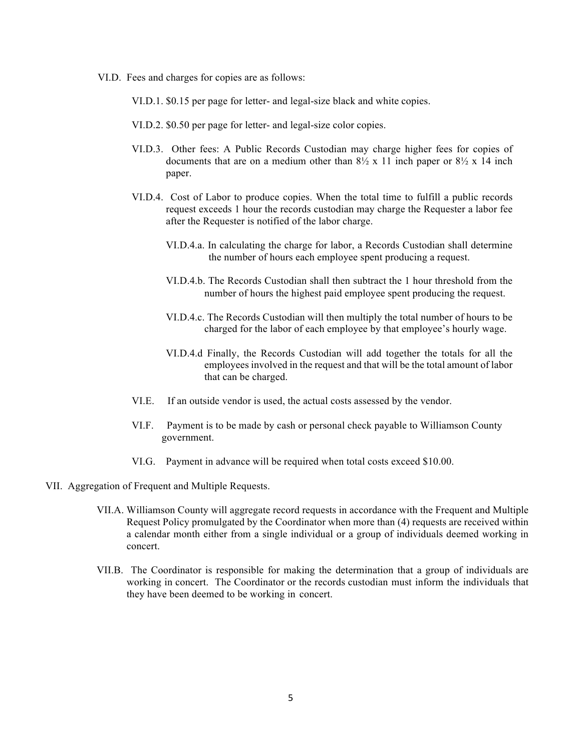VI.D. Fees and charges for copies are as follows:

VI.D.1. $0.15 per page for letter- and legal-size black and white copies.

VI.D.2. $0.50 per page for letter- and legal-size color copies.

VI.D.3. Other fees: A Public Records Custodian may charge higher fees for copies of documents that are on a medium other than 8½ x 11 inch paper or 8½ x 14 inch paper.

VI.D.4. Cost of Labor to produce copies. When the total time to fulfill a public records request exceeds 1 hour the records custodian may charge the Requester a labor fee after the Requester is notified of the labor charge.

VI.D.4.a. In calculating the charge for labor, a Records Custodian shall determine the number of hours each employee spent producing a request.

VI.D.4.b. The Records Custodian shall then subtract the 1 hour threshold from the number of hours the highest paid employee spent producing the request.

VI.D.4.c. The Records Custodian will then multiply the total number of hours to be charged for the labor of each employee by that employee's hourly wage.

VI.D.4.d Finally, the Records Custodian will add together the totals for all the employees involved in the request and that will be the total amount of labor that can be charged.

VI.E. If an outside vendor is used, the actual costs assessed by the vendor.

VI.F. Payment is to be made by cash or personal check payable to Williamson County government.

VI.G. Payment in advance will be required when total costs exceed $10.00.

VII. Aggregation of Frequent and Multiple Requests.

VII.A. Williamson County will aggregate record requests in accordance with the Frequent and Multiple Request Policy promulgated by the Coordinator when more than (4) requests are received within a calendar month either from a single individual or a group of individuals deemed working in concert.

VII.B. The Coordinator is responsible for making the determination that a group of individuals are working in concert. The Coordinator or the records custodian must inform the individuals that they have been deemed to be working in concert.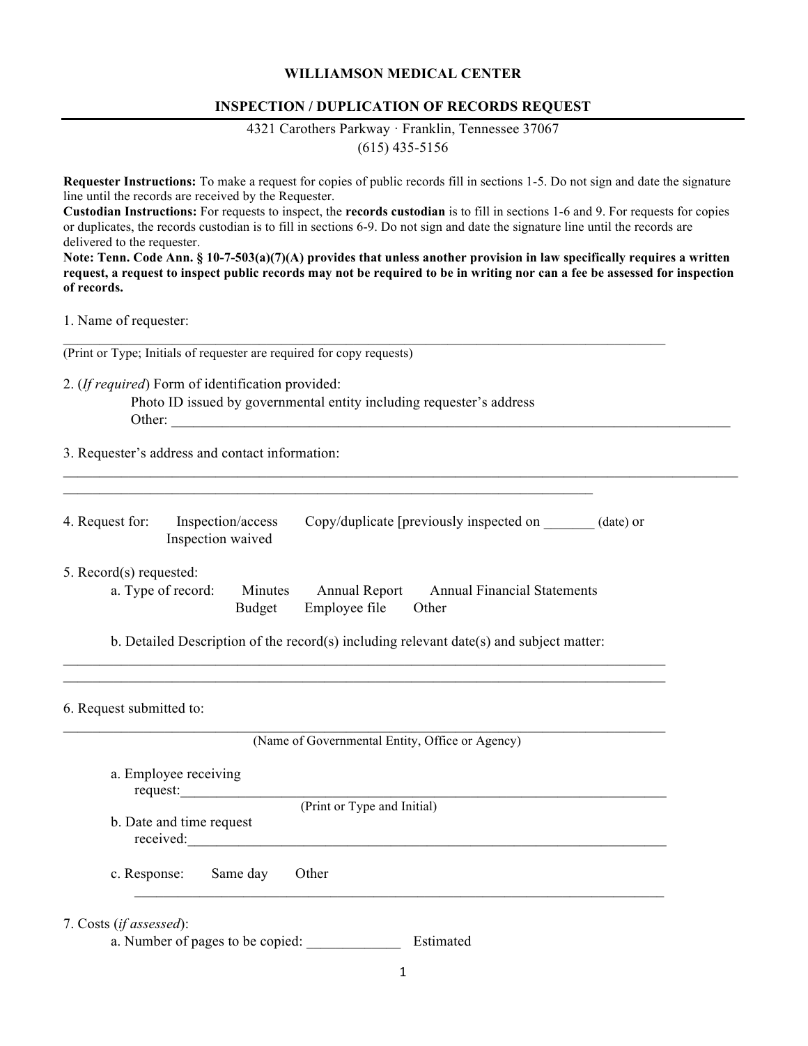**WILLIAMSON MEDICAL CENTER**

**INSPECTION / DUPLICATION OF RECORDS REQUEST**

4321 Carothers Parkway · Franklin, Tennessee 37067
(615) 435-5156

**Requester Instructions:** To make a request for copies of public records fill in sections 1-5. Do not sign and date the signature line until the records are received by the Requester.
**Custodian Instructions:** For requests to inspect, the **records custodian** is to fill in sections 1-6 and 9. For requests for copies or duplicates, the records custodian is to fill in sections 6-9. Do not sign and date the signature line until the records are delivered to the requester.
**Note: Tenn. Code Ann. § 10-7-503(a)(7)(A) provides that unless another provision in law specifically requires a written request, a request to inspect public records may not be required to be in writing nor can a fee be assessed for inspection of records.**

1. Name of requester:
_______________________________________________________________________________
(Print or Type; Initials of requester are required for copy requests)

2. (*If required*) Form of identification provided:
   Photo ID issued by governmental entity including requester's address
   Other: _______________________________________________________________________

3. Requester's address and contact information:
_______________________________________________________________________________
_______________________________________________________________________________

4. Request for: Inspection/access    Copy/duplicate [previously inspected on _______ (date) or
   Inspection waived

5. Record(s) requested:
   a. Type of record: Minutes    Annual Report    Annual Financial Statements
      Budget    Employee file    Other

   b. Detailed Description of the record(s) including relevant date(s) and subject matter:
_______________________________________________________________________________
_______________________________________________________________________________

6. Request submitted to:
_______________________________________________________________________________
(Name of Governmental Entity, Office or Agency)

   a. Employee receiving request:_____________________________________________________
   (Print or Type and Initial)
   b. Date and time request received:__________________________________________________

   c. Response: Same day    Other
   _______________________________________________________________________

7. Costs (*if assessed*):
   a. Number of pages to be copied: _____________ Estimated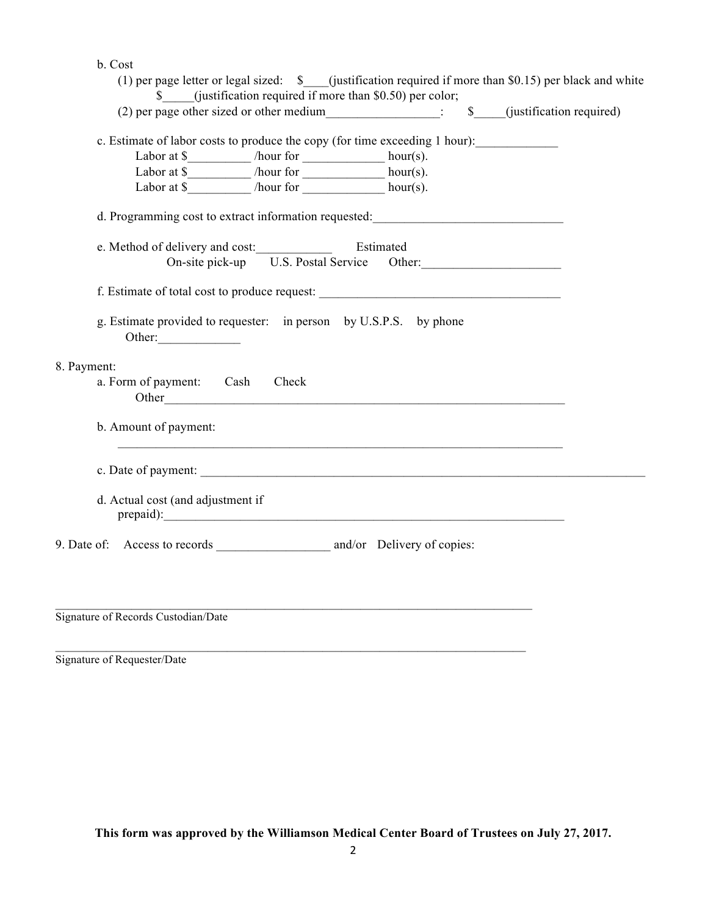b. Cost

(1) per page letter or legal sized: $____(justification required if more than $0.15) per black and white $_____(justification required if more than $0.50) per color;

(2) per page other sized or other medium__________________: $_____(justification required)

c. Estimate of labor costs to produce the copy (for time exceeding 1 hour):_____________

Labor at $__________ /hour for _____________ hour(s).
Labor at $__________ /hour for _____________ hour(s).
Labor at $__________ /hour for _____________ hour(s).

d. Programming cost to extract information requested:_______________________________

e. Method of delivery and cost:____________ Estimated

On-site pick-up U.S. Postal Service Other:______________________

f. Estimate of total cost to produce request: _______________________________________

g. Estimate provided to requester: in person by U.S.P.S. by phone

Other:_____________

8. Payment:

a. Form of payment: Cash Check

Other____________________________________________________________________

b. Amount of payment:

__________________________________________________________________________

c. Date of payment: ____________________________________________________________________________

d. Actual cost (and adjustment if prepaid):_____________________________________________________________________

9. Date of: Access to records __________________ and/or Delivery of copies:

________________________________________________________________________________

Signature of Records Custodian/Date

________________________________________________________________________________

Signature of Requester/Date

**This form was approved by the Williamson Medical Center Board of Trustees on July 27, 2017.**